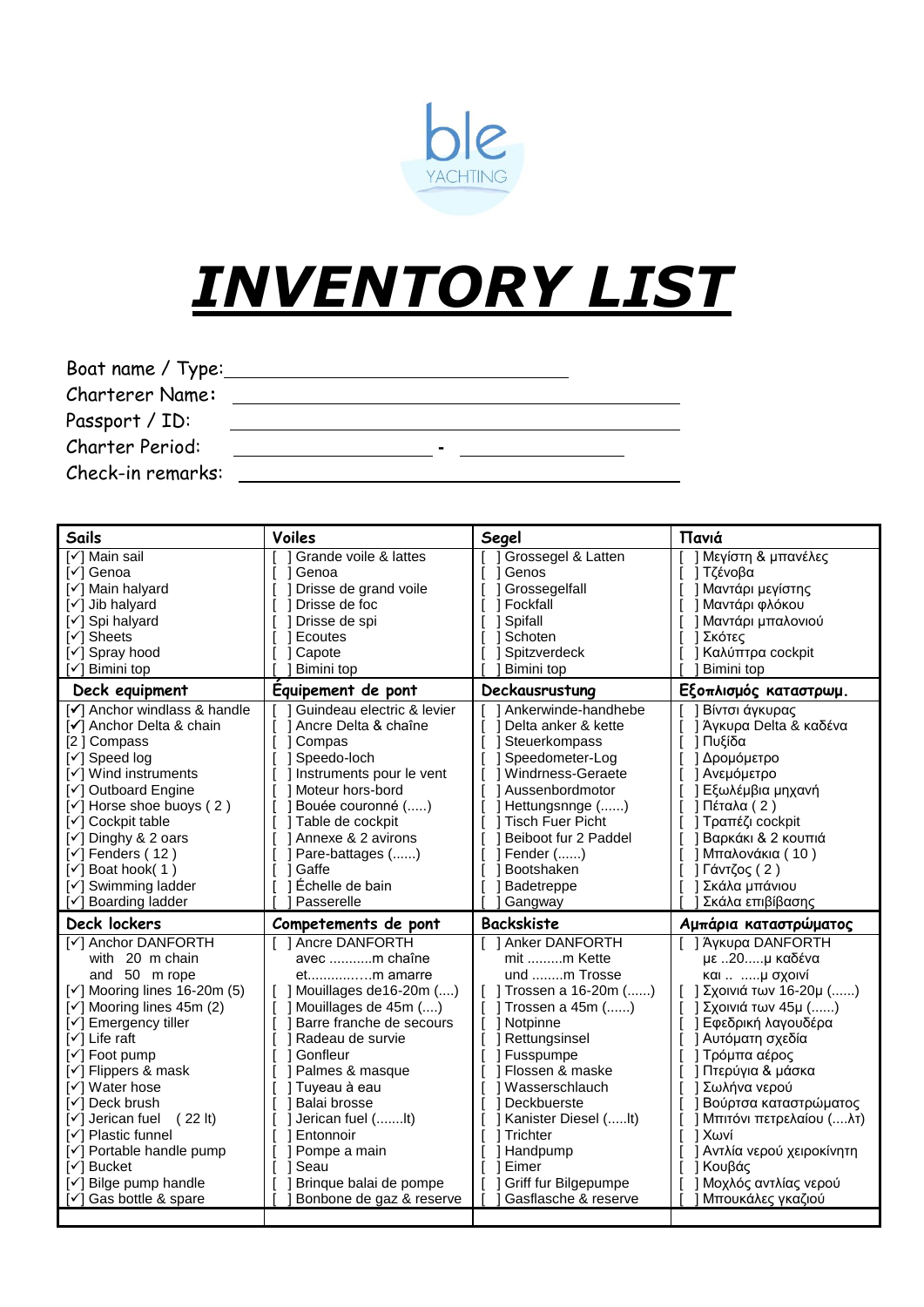ble YACHTING

# INVENTORY LIST

Boat name / Type: ______________________

Charterer Name: ______________________

Passport / ID: ______________________

Charter Period: __________ - __________

Check-in remarks: ______________________

| Sails | Voiles | Segel | Πανιά |
|---|---|---|---|
| [✓] Main sail | [ ] Grande voile & lattes | [ ] Grossegel & Latten | [ ] Μεγίστη & μπανέλες |
| [✓] Genoa | [ ] Genoa | [ ] Genos | [ ] Τζένοβα |
| [✓] Main halyard | [ ] Drisse de grand voile | [ ] Grossegelfall | [ ] Μαντάρι μεγίστης |
| [✓] Jib halyard | [ ] Drisse de foc | [ ] Fockfall | [ ] Μαντάρι φλόκου |
| [✓] Spi halyard | [ ] Drisse de spi | [ ] Spifall | [ ] Μαντάρι μπαλονιού |
| [✓] Sheets | [ ] Ecoutes | [ ] Schoten | [ ] Σκότες |
| [✓] Spray hood | [ ] Capote | [ ] Spitzverdeck | [ ] Καλύπτρα cockpit |
| [✓] Bimini top | [ ] Bimini top | [ ] Bimini top | [ ] Bimini top |
| **Deck equipment** | **Équipement de pont** | **Deckausrustung** | **Εξοπλισμός καταστρωμ.** |
| [✓] Anchor windlass & handle | [ ] Guindeau electric & levier | [ ] Ankerwinde-handhebe | [ ] Βίντσι άγκυρας |
| [✓] Anchor Delta & chain | [ ] Ancre Delta & chaîne | [ ] Delta anker & kette | [ ] Άγκυρα Delta & καδένα |
| [2 ] Compass | [ ] Compas | [ ] Steuerkompass | [ ] Πυξίδα |
| [✓] Speed log | [ ] Speedo-loch | [ ] Speedometer-Log | [ ] Δρομόμετρο |
| [✓] Wind instruments | [ ] Instruments pour le vent | [ ] Windrness-Geraete | [ ] Ανεμόμετρο |
| [✓] Outboard Engine | [ ] Moteur hors-bord | [ ] Aussenbordmotor | [ ] Εξωλέμβια μηχανή |
| [✓] Horse shoe buoys ( 2 ) | [ ] Bouée couronné (.....) | [ ] Hettungsnnge (......) | [ ] Πέταλα ( 2 ) |
| [✓] Cockpit table | [ ] Table de cockpit | [ ] Tisch Fuer Picht | [ ] Τραπέζι cockpit |
| [✓] Dinghy & 2 oars | [ ] Annexe & 2 avirons | [ ] Beiboot fur 2 Paddel | [ ] Βαρκάκι & 2 κουπιά |
| [✓] Fenders ( 12 ) | [ ] Pare-battages (......) | [ ] Fender (......) | [ ] Μπαλονάκια ( 10 ) |
| [✓] Boat hook( 1 ) | [ ] Gaffe | [ ] Bootshaken | [ ] Γάντζος ( 2 ) |
| [✓] Swimming ladder | [ ] Échelle de bain | [ ] Badetreppe | [ ] Σκάλα μπάνιου |
| [✓] Boarding ladder | [ ] Passerelle | [ ] Gangway | [ ] Σκάλα επιβίβασης |
| **Deck lockers** | **Competements de pont** | **Backskiste** | **Αμπάρια καταστρώματος** |
| [✓] Anchor DANFORTH with 20 m chain and 50 m rope | [ ] Ancre DANFORTH avec ...........m chaîne et...............m amarre | [ ] Anker DANFORTH mit .........m Kette und ........m Trosse | [ ] Άγκυρα DANFORTH με ..20.....μ καδένα και .. .....μ σχοινί |
| [✓] Mooring lines 16-20m (5) | [ ] Mouillages de16-20m (....) | [ ] Trossen a 16-20m (......) | [ ] Σχοινιά των 16-20μ (......) |
| [✓] Mooring lines 45m (2) | [ ] Mouillages de 45m (....) | [ ] Trossen a 45m (......) | [ ] Σχοινιά των 45μ (......) |
| [✓] Emergency tiller | [ ] Barre franche de secours | [ ] Notpinne | [ ] Εφεδρική λαγουδέρα |
| [✓] Life raft | [ ] Radeau de survie | [ ] Rettungsinsel | [ ] Αυτόματη σχεδία |
| [✓] Foot pump | [ ] Gonfleur | [ ] Fusspumpe | [ ] Τρόμπα αέρος |
| [✓] Flippers & mask | [ ] Palmes & masque | [ ] Flossen & maske | [ ] Πτερύγια & μάσκα |
| [✓] Water hose | [ ] Tuyeau à eau | [ ] Wasserschlauch | [ ] Σωλήνα νερού |
| [✓] Deck brush | [ ] Balai brosse | [ ] Deckbuerste | [ ] Βούρτσα καταστρώματος |
| [✓] Jerican fuel ( 22 lt) | [ ] Jerican fuel (.......lt) | [ ] Kanister Diesel (.....lt) | [ ] Μπιτόνι πετρελαίου (....λτ) |
| [✓] Plastic funnel | [ ] Entonnoir | [ ] Trichter | [ ] Χωνί |
| [✓] Portable handle pump | [ ] Pompe a main | [ ] Handpump | [ ] Αντλία νερού χειροκίνητη |
| [✓] Bucket | [ ] Seau | [ ] Eimer | [ ] Κουβάς |
| [✓] Bilge pump handle | [ ] Brinque balai de pompe | [ ] Griff fur Bilgepumpe | [ ] Μοχλός αντλίας νερού |
| [✓] Gas bottle & spare | [ ] Bonbone de gaz & reserve | [ ] Gasflasche & reserve | [ ] Μπουκάλες γκαζιού |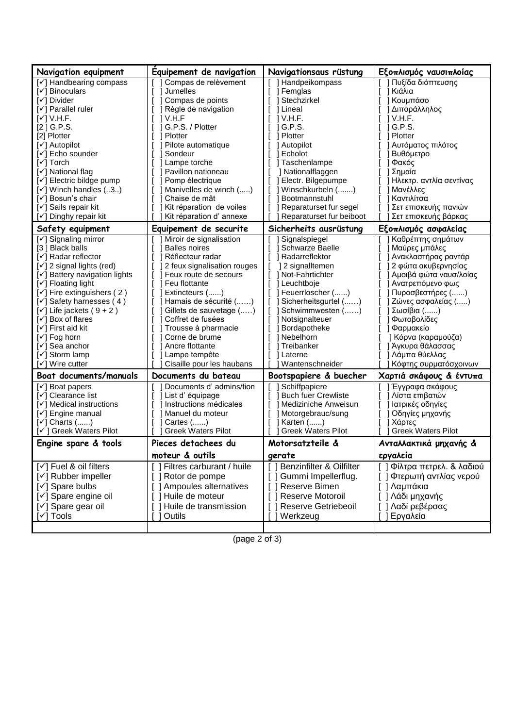| Navigation equipment | Équipement de navigation | Navigationsaus rüstung | Εξοπλισμός ναυσιπλοΐας |
|---|---|---|---|
| [✓] Handbearing compass | [ ] Compas de relèvement | [ ] Handpeikompass | [ ] Πυξίδα διόπτευσης |
| [✓] Binoculars | [ ] Jumelles | [ ] Femglas | [ ] Κιάλια |
| [✓] Divider | [ ] Compas de points | [ ] Stechzirkel | [ ] Κουμπάσο |
| [✓] Parallel ruler | [ ] Règle de navigation | [ ] Lineal | [ ] Διπαράλληλος |
| [✓] V.H.F. | [ ] V.H.F | [ ] V.H.F. | [ ] V.H.F. |
| [2 ] G.P.S. | [ ] G.P.S. / Plotter | [ ] G.P.S. | [ ] G.P.S. |
| [2] Plotter | [ ] Plotter | [ ] Plotter | [ ] Plotter |
| [✓] Autopilot | [ ] Pilote automatique | [ ] Autopilot | [ ] Αυτόματος πιλότος |
| [✓] Echo sounder | [ ] Sondeur | [ ] Echolot | [ ] Βυθόμετρο |
| [✓] Torch | [ ] Lampe torche | [ ] Taschenlampe | [ ] Φακός |
| [✓] National flag | [ ] Pavillon nationeau | [ ] Nationalflaggen | [ ] Σημαία |
| [✓] Electric bildge pump | [ ] Pomp électrique | [ ] Electr. Bilgepumpe | [ ] Ηλεκτρ. αντλία σεντίνας |
| [✓] Winch handles (..3..) | [ ] Manivelles de winch (.....) | [ ] Winschkurbeln (.......) | [ ] Μανέλλες |
| [✓] Bosun's chair | [ ] Chaise de mât | [ ] Bootmannstuhl | [ ] Καντιλίτσα |
| [✓] Sails repair kit | [ ] Kit réparation de voiles | [ ] Reparaturset fur segel | [ ] Σετ επισκευής πανιών |
| [✓] Dinghy repair kit | [ ] Kit réparation d' annexe | [ ] Reparaturset fur beiboot | [ ] Σετ επισκευής βάρκας |
| **Safety equipment** | **Equipement de securite** | **Sicherheits ausrüstung** | **Εξοπλισμός ασφαλείας** |
| [✓] Signaling mirror | [ ] Miroir de signalisation | [ ] Signalspiegel | [ ] Καθρέπτης σημάτων |
| [3 ] Black balls | [ ] Balles noires | [ ] Schwarze Baelle | [ ] Μαύρες μπάλες |
| [✓] Radar reflector | [ ] Réflecteur radar | [ ] Radarreflektor | [ ] Ανακλαστήρας ραντάρ |
| [✓] 2 signal lights (red) | [ ] 2 feux signalisation rouges | [ ] 2 signalltemen | [ ] 2 φώτα ακυβερνησίας |
| [✓] Battery navigation lights | [ ] Feux route de secours | [ ] Not-Fahrtichter | [ ] Αμοιβά φώτα ναυσ/λοΐας |
| [✓] Floating light | [ ] Feu flottante | [ ] Leuchtboje | [ ] Ανατρεπόμενο φως |
| [✓] Fire extinguishers ( 2 ) | [ ] Extincteurs (......) | [ ] Feuerrloscher (......) | [ ] Πυροσβεστήρες (......) |
| [✓] Safety harnesses ( 4 ) | [ ] Hamais de sécurité (......) | [ ] Sicherheitsgurtel (......) | [ ] Ζώνες ασφαλείας (.....) |
| [✓] Life jackets ( 9 + 2 ) | [ ] Gillets de sauvetage (......) | [ ] Schwimmwesten (......) | [ ] Σωσίβια (......) |
| [✓] Box of flares | [ ] Coffret de fusées | [ ] Notsignalteuer | [ ] Φωτοβολίδες |
| [✓] First aid kit | [ ] Trousse à pharmacie | [ ] Bordapotheke | [ ] Φαρμακείο |
| [✓] Fog horn | [ ] Corne de brume | [ ] Nebelhorn | [ ] Κόρνα (καραμούζα) |
| [✓] Sea anchor | [ ] Ancre flottante | [ ] Treibanker | [ ] Άγκυρα θάλασσας |
| [✓] Storm lamp | [ ] Lampe tempête | [ ] Laterne | [ ] Λάμπα θύελλας |
| [✓] Wire cutter | [ ] Cisaille pour les haubans | [ ] Wantenschneider | [ ] Κόφτης συρματόσχοινων |
| **Boat documents/manuals** | **Documents du bateau** | **Bootspapiere & buecher** | **Χαρτιά σκάφους & έντυπα** |
| [✓] Boat papers | [ ] Documents d' admins/tion | [ ] Schiffpapiere | [ ] Έγγραφα σκάφους |
| [✓] Clearance list | [ ] List d' équipage | [ ] Buch fuer Crewliste | [ ] Λίστα επιβατών |
| [✓] Medical instructions | [ ] Instructions médicales | [ ] Mediziniche Anweisun | [ ] Ιατρικές οδηγίες |
| [✓] Engine manual | [ ] Manuel du moteur | [ ] Motorgebrauc/sung | [ ] Οδηγίες μηχανής |
| [✓] Charts (......) | [ ] Cartes (......) | [ ] Karten (......) | [ ] Χάρτες |
| [✓ ] Greek Waters Pilot | [ ] Greek Waters Pilot | [ ] Greek Waters Pilot | [ ] Greek Waters Pilot |
| **Engine spare & tools** | **Pieces detachees du moteur & outils** | **Motorsatzteile & gerate** | **Ανταλλακτικά μηχανής & εργαλεία** |
| [✓] Fuel & oil filters | [ ] Filtres carburant / huile | [ ] Benzinfilter & Oilfilter | [ ] Φίλτρα πετρελ. & λαδιού |
| [✓] Rubber impeller | [ ] Rotor de pompe | [ ] Gummi Impellerflug. | [ ] Φτερωτή αντλίας νερού |
| [✓] Spare bulbs | [ ] Ampoules alternatives | [ ] Reserve Bimen | [ ] Λαμπάκια |
| [✓] Spare engine oil | [ ] Huile de moteur | [ ] Reserve Motoroil | [ ] Λάδι μηχανής |
| [✓] Spare gear oil | [ ] Huile de transmission | [ ] Reserve Getriebeoil | [ ] Λαδί ρεβέρσας |
| [✓] Tools | [ ] Outils | [ ] Werkzeug | [ ] Εργαλεία |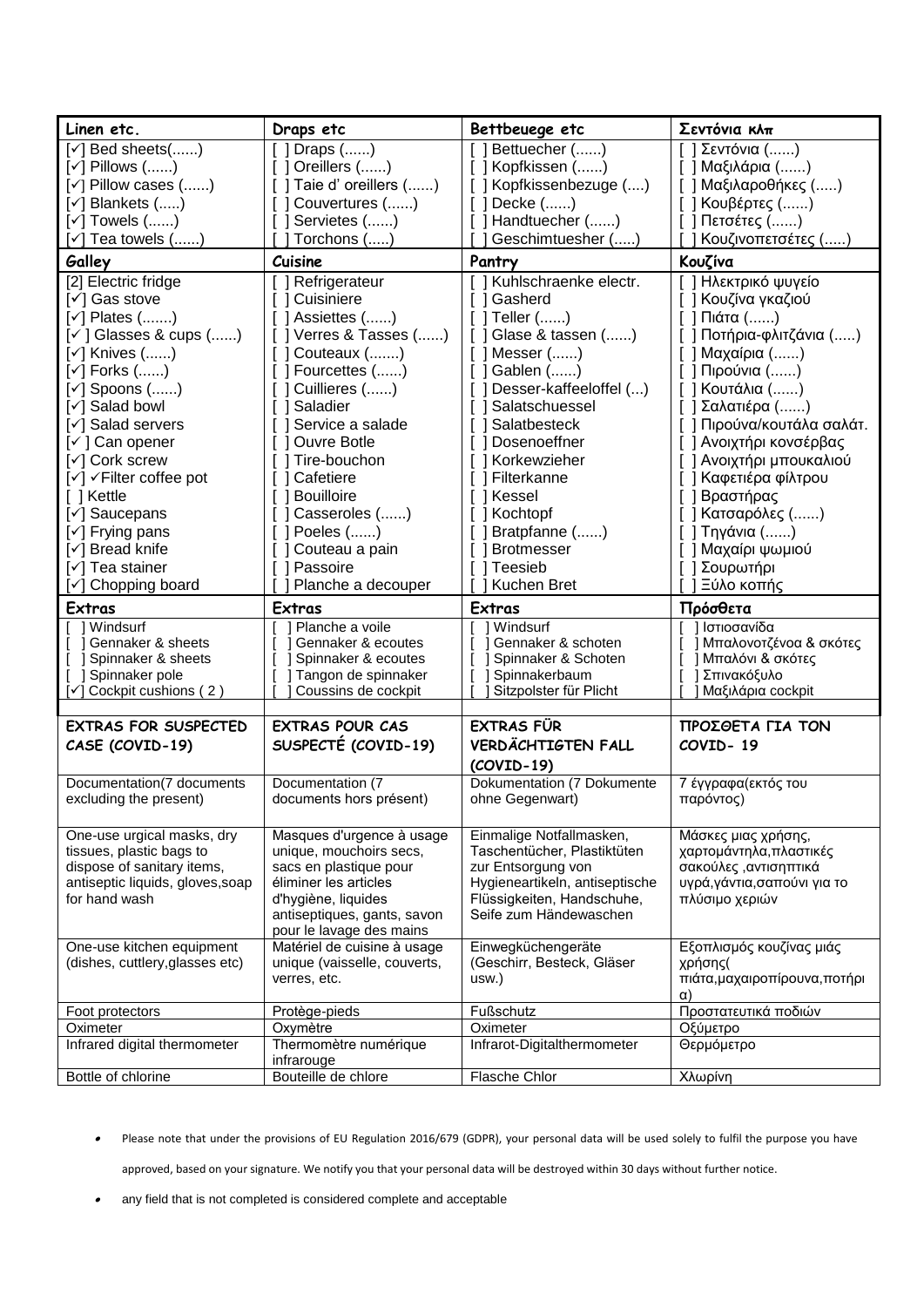| Linen etc. | Draps etc | Bettbeuege etc | Σεντόνια κλπ |
|---|---|---|---|
| [✓] Bed sheets(......) | [ ] Draps (......) | [ ] Bettuecher (......) | [ ] Σεντόνια (......) |
| [✓] Pillows (......) | [ ] Oreillers (......) | [ ] Kopfkissen (......) | [ ] Μαξιλάρια (......) |
| [✓] Pillow cases (......) | [ ] Taie d' oreillers (......) | [ ] Kopfkissenbezuge (....) | [ ] Μαξιλαροθήκες (.....) |
| [✓] Blankets (.....) | [ ] Couvertures (......) | [ ] Decke (......) | [ ] Κουβέρτες (......) |
| [✓] Towels (......) | [ ] Servietes (......) | [ ] Handtuecher (......) | [ ] Πετσέτες (......) |
| [✓] Tea towels (......) | [ ] Torchons (.....) | [ ] Geschimtuesher (.....) | [ ] Κουζινοπετσέτες (.....) |
| **Galley** | **Cuisine** | **Pantry** | **Κουζίνα** |
| [2] Electric fridge | [ ] Refrigerateur | [ ] Kuhlschraenke electr. | [ ] Ηλεκτρικό ψυγείο |
| [✓] Gas stove | [ ] Cuisiniere | [ ] Gasherd | [ ] Κουζίνα γκαζιού |
| [✓] Plates (.......) | [ ] Assiettes (......) | [ ] Teller (......) | [ ] Πιάτα (......) |
| [✓ ] Glasses & cups (......) | [ ] Verres & Tasses (......) | [ ] Glase & tassen (......) | [ ] Ποτήρια-φλιτζάνια (.....) |
| [✓] Knives (......) | [ ] Couteaux (.......) | [ ] Messer (......) | [ ] Μαχαίρια (......) |
| [✓] Forks (......) | [ ] Fourcettes (......) | [ ] Gablen (......) | [ ] Πιρούνια (......) |
| [✓] Spoons (......) | [ ] Cuillieres (......) | [ ] Desser-kaffeeloffel (...) | [ ] Κουτάλια (......) |
| [✓] Salad bowl | [ ] Saladier | [ ] Salatschuessel | [ ] Σαλατιέρα (......) |
| [✓] Salad servers | [ ] Service a salade | [ ] Salatbesteck | [ ] Πιρούνα/κουτάλα σαλάτ. |
| [✓ ] Can opener | [ ] Ouvre Botle | [ ] Dosenoeffner | [ ] Ανοιχτήρι κονσέρβας |
| [✓] Cork screw | [ ] Tire-bouchon | [ ] Korkewzieher | [ ] Ανοιχτήρι μπουκαλιού |
| [✓] ✓Filter coffee pot | [ ] Cafetiere | [ ] Filterkanne | [ ] Καφετιέρα φίλτρου |
| [ ] Kettle | [ ] Bouilloire | [ ] Kessel | [ ] Βραστήρας |
| [✓] Saucepans | [ ] Casseroles (......) | [ ] Kochtopf | [ ] Κατσαρόλες (......) |
| [✓] Frying pans | [ ] Poeles (......) | [ ] Bratpfanne (......) | [ ] Τηγάνια (......) |
| [✓] Bread knife | [ ] Couteau a pain | [ ] Brotmesser | [ ] Μαχαίρι ψωμιού |
| [✓] Tea stainer | [ ] Passoire | [ ] Teesieb | [ ] Σουρωτήρι |
| [✓] Chopping board | [ ] Planche a decouper | [ ] Kuchen Bret | [ ] Ξύλο κοπής |
| **Extras** | **Extras** | **Extras** | **Πρόσθετα** |
| [ ] Windsurf | [ ] Planche a voile | [ ] Windsurf | [ ] Ιστιοσανίδα |
| [ ] Gennaker & sheets | [ ] Gennaker & ecoutes | [ ] Gennaker & schoten | [ ] Μπαλονοτζένοα & σκότες |
| [ ] Spinnaker & sheets | [ ] Spinnaker & ecoutes | [ ] Spinnaker & Schoten | [ ] Μπαλόνι & σκότες |
| [ ] Spinnaker pole | [ ] Tangon de spinnaker | [ ] Spinnakerbaum | [ ] Σπινακόξυλο |
| [✓] Cockpit cushions ( 2 ) | [ ] Coussins de cockpit | [ ] Sitzpolster für Plicht | [ ] Μαξιλάρια cockpit |
| | | | |
| **EXTRAS FOR SUSPECTED CASE (COVID-19)** | **EXTRAS POUR CAS SUSPECTÉ (COVID-19)** | **EXTRAS FÜR VERDÄCHTIGTEN FALL (COVID-19)** | **ΠΡΟΣΘΕΤΑ ΓΙΑ ΤΟΝ COVID- 19** |
| Documentation(7 documents excluding the present) | Documentation (7 documents hors présent) | Dokumentation (7 Dokumente ohne Gegenwart) | 7 έγγραφα(εκτός του παρόντος) |
| One-use urgical masks, dry tissues, plastic bags to dispose of sanitary items, antiseptic liquids, gloves,soap for hand wash | Masques d'urgence à usage unique, mouchoirs secs, sacs en plastique pour éliminer les articles d'hygiène, liquides antiseptiques, gants, savon pour le lavage des mains | Einmalige Notfallmasken, Taschentücher, Plastiktüten zur Entsorgung von Hygieneartikeln, antiseptische Flüssigkeiten, Handschuhe, Seife zum Händewaschen | Μάσκες μιας χρήσης, χαρτομάντηλα,πλαστικές σακούλες ,αντισηπτικά υγρά,γάντια,σαπούνι για το πλύσιμο χεριών |
| One-use kitchen equipment (dishes, cuttlery,glasses etc) | Matériel de cuisine à usage unique (vaisselle, couverts, verres, etc. | Einwegküchengeräte (Geschirr, Besteck, Gläser usw.) | Εξοπλισμός κουζίνας μιάς χρήσης( πιάτα,μαχαιροπίρουνα,ποτήρι α) |
| Foot protectors | Protège-pieds | Fußschutz | Προστατευτικά ποδιών |
| Oximeter | Oxymètre | Oximeter | Οξύμετρο |
| Infrared digital thermometer | Thermomètre numérique infrarouge | Infrarot-Digitalthermometer | Θερμόμετρο |
| Bottle of chlorine | Bouteille de chlore | Flasche Chlor | Χλωρίνη |

- Please note that under the provisions of EU Regulation 2016/679 (GDPR), your personal data will be used solely to fulfil the purpose you have approved, based on your signature. We notify you that your personal data will be destroyed within 30 days without further notice.
- any field that is not completed is considered complete and acceptable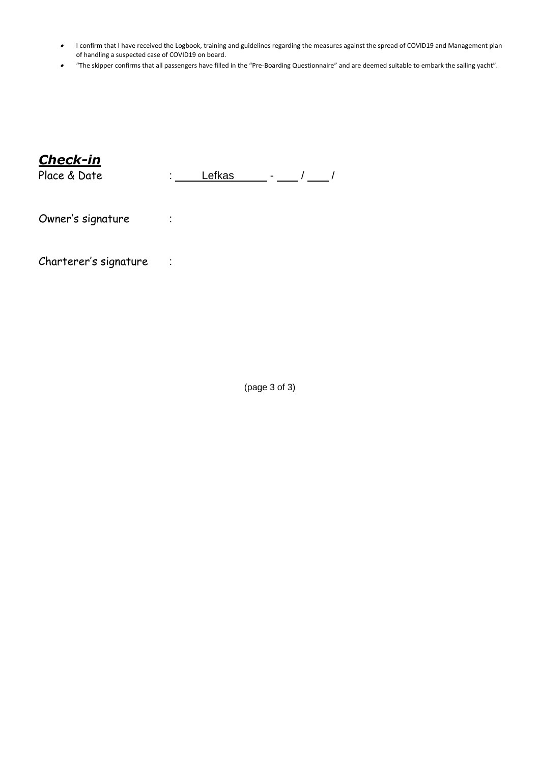- I confirm that I have received the Logbook, training and guidelines regarding the measures against the spread of COVID19 and Management plan of handling a suspected case of COVID19 on board.
- "The skipper confirms that all passengers have filled in the "Pre-Boarding Questionnaire" and are deemed suitable to embark the sailing yacht".

## ***Check-in***

Place & Date : Lefkas - ____ / ____ /

Owner's signature :

Charterer's signature :